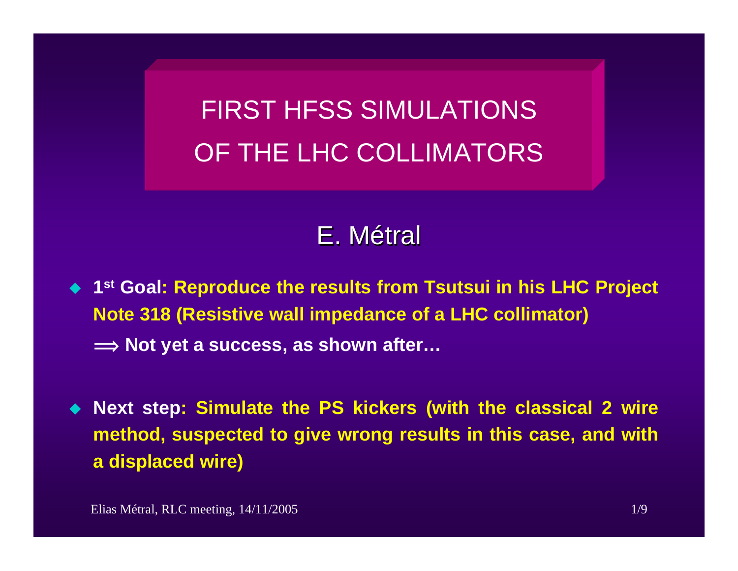# FIRST HFSS SIMULATIONS OF THE LHC COLLIMATORS

## E. Métral

- **1st Goal: Reproduce the results from Tsutsui in his LHC Project Note 318 (Resistive wall impedance of a LHC collimator)**
  **⟹ Not yet a success, as shown after…**

- **Next step: Simulate the PS kickers (with the classical 2 wire method, suspected to give wrong results in this case, and with a displaced wire)**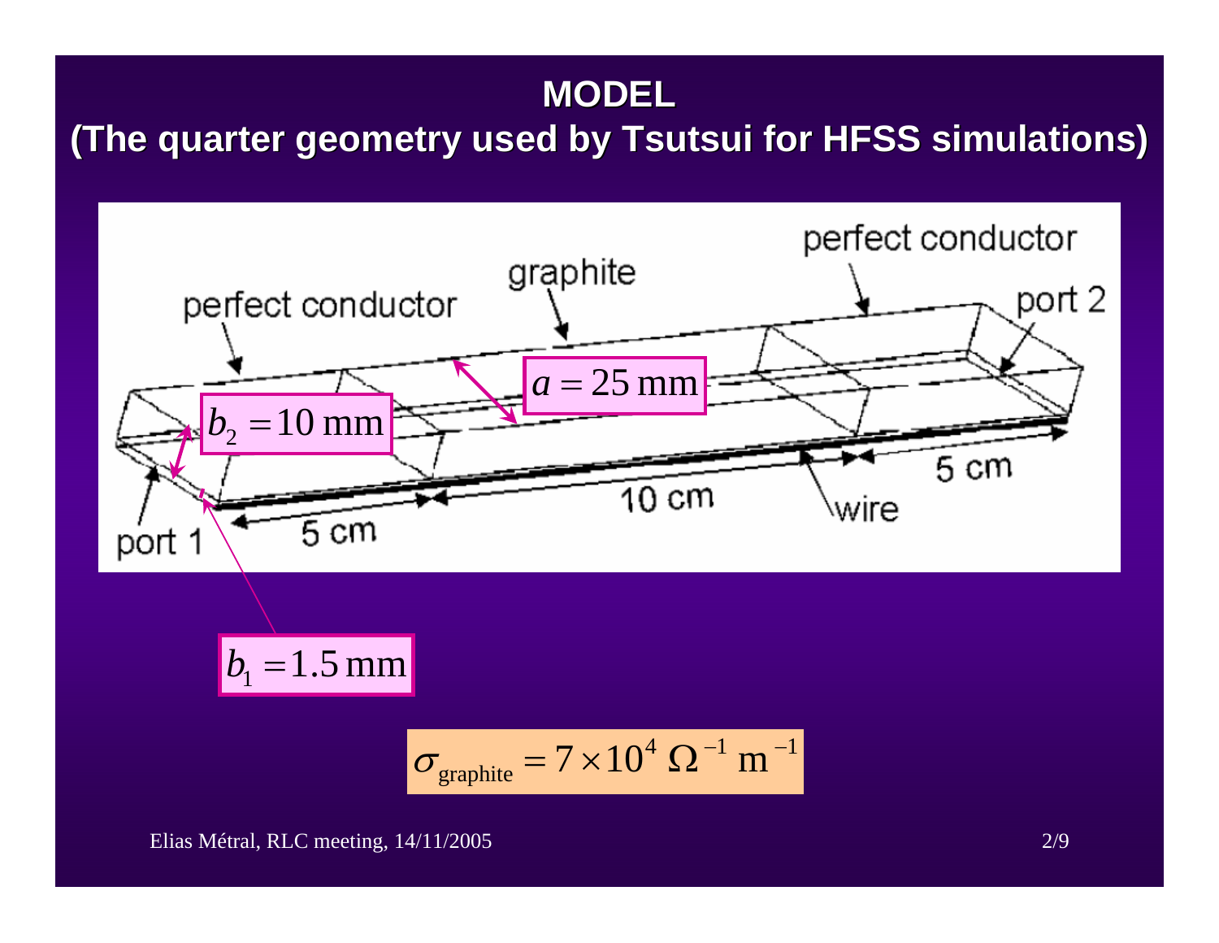# MODEL
## (The quarter geometry used by Tsutsui for HFSS simulations)

perfect conductor — graphite — perfect conductor

port 1 — port 2

$a = 25\,\text{mm}$

$b_2 = 10\,\text{mm}$

$b_1 = 1.5\,\text{mm}$

5 cm — 10 cm — 5 cm

wire

$$\sigma_{\text{graphite}} = 7 \times 10^4\ \Omega^{-1}\ \text{m}^{-1}$$

Elias Métral, RLC meeting, 14/11/2005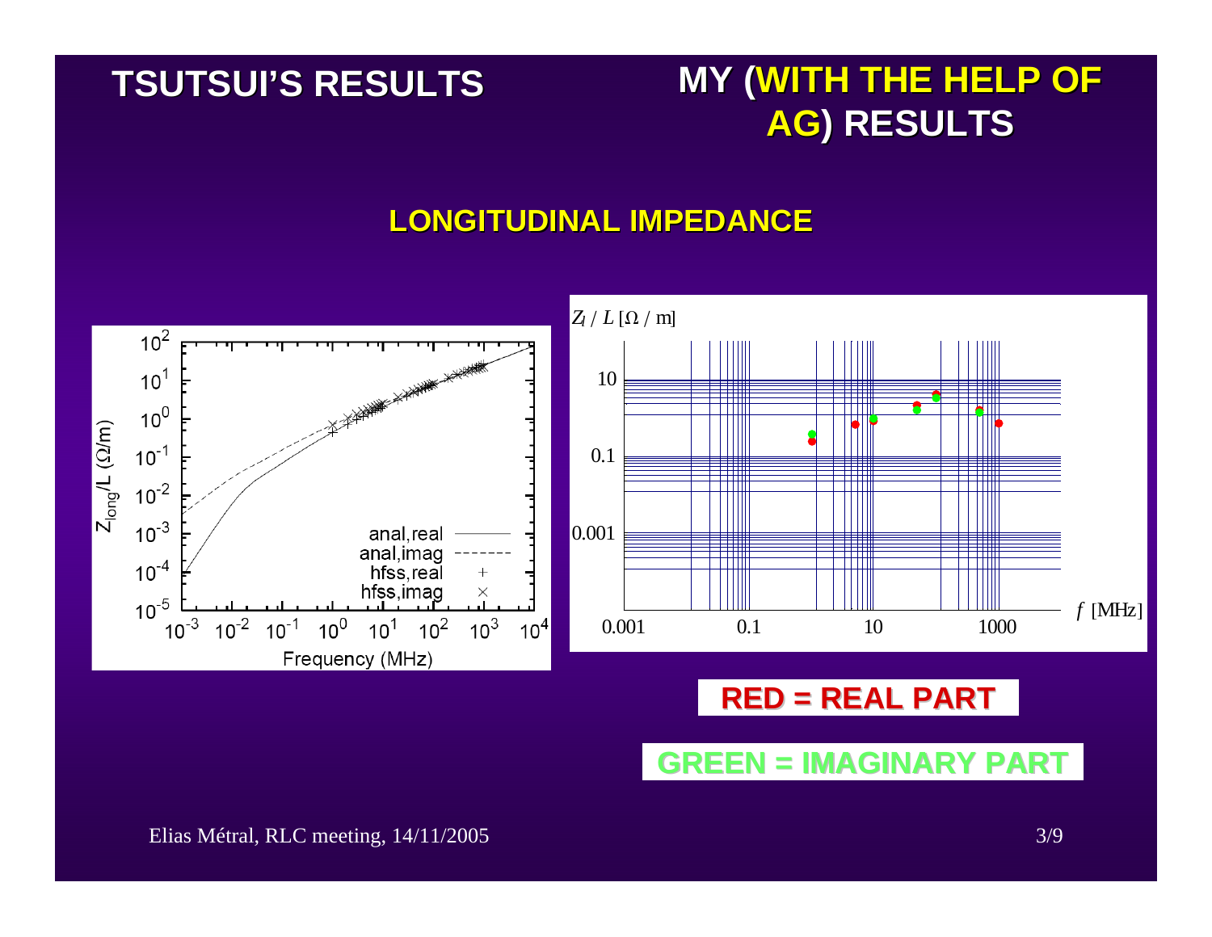# TSUTSUI'S RESULTS

# MY (WITH THE HELP OF AG) RESULTS

## LONGITUDINAL IMPEDANCE

**RED = REAL PART**

**GREEN = IMAGINARY PART**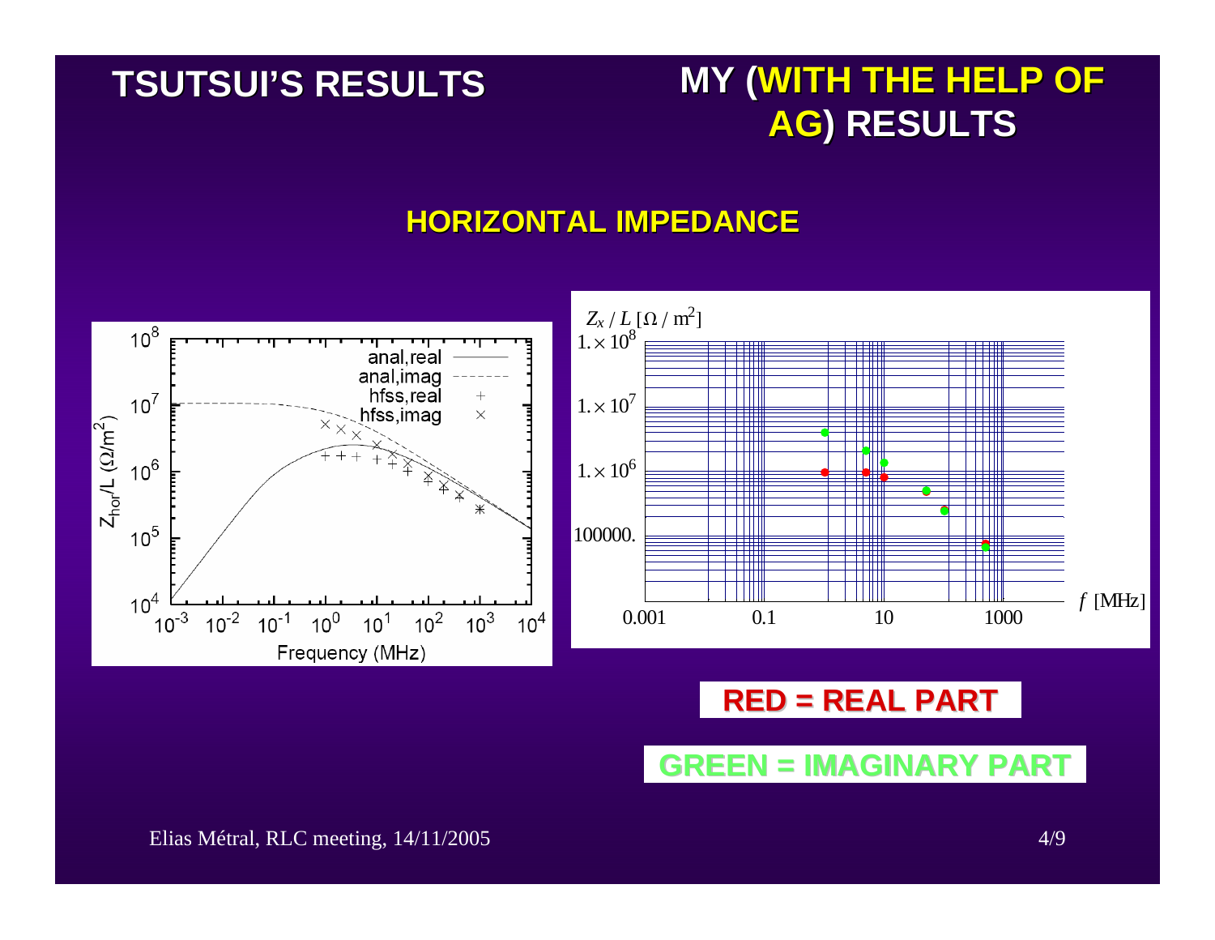## TSUTSUI'S RESULTS

## MY (WITH THE HELP OF AG) RESULTS

### HORIZONTAL IMPEDANCE

$Z_{hor}/L$ ($\Omega/m^2$)

anal,real

anal,imag

hfss,real

hfss,imag

Frequency (MHz)

$Z_x / L$ [$\Omega$ / $m^2$]

$f$ [MHz]

**RED = REAL PART**

**GREEN = IMAGINARY PART**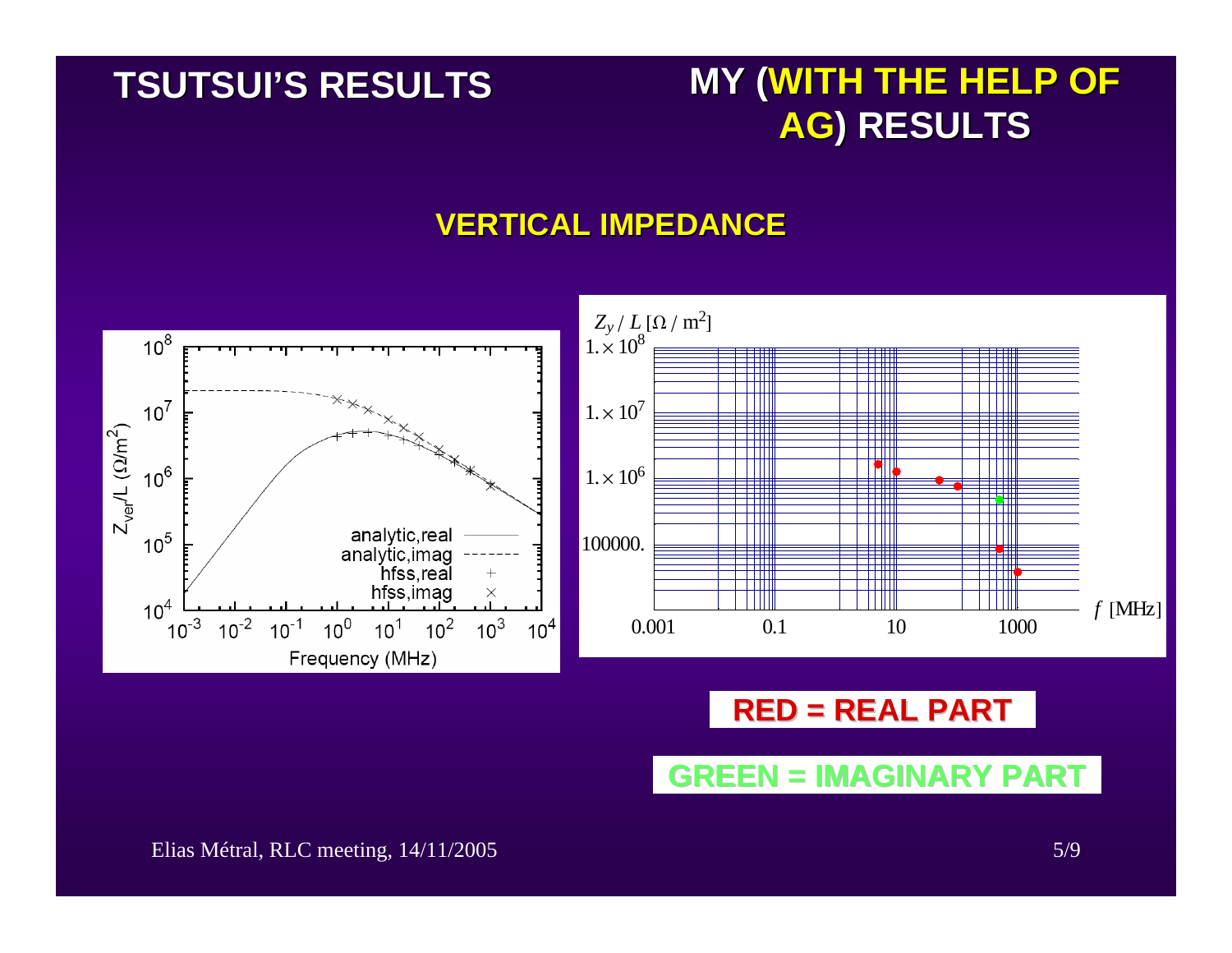# TSUTSUI'S RESULTS

# MY (WITH THE HELP OF AG) RESULTS

## VERTICAL IMPEDANCE

$Z_{ver}/L$ ($\Omega/m^2$)

analytic,real
analytic,imag
hfss,real
hfss,imag

Frequency (MHz)

$Z_y / L \, [\Omega / \mathrm{m}^2]$

$f$ [MHz]

**RED = REAL PART**

**GREEN = IMAGINARY PART**

Elias Métral, RLC meeting, 14/11/2005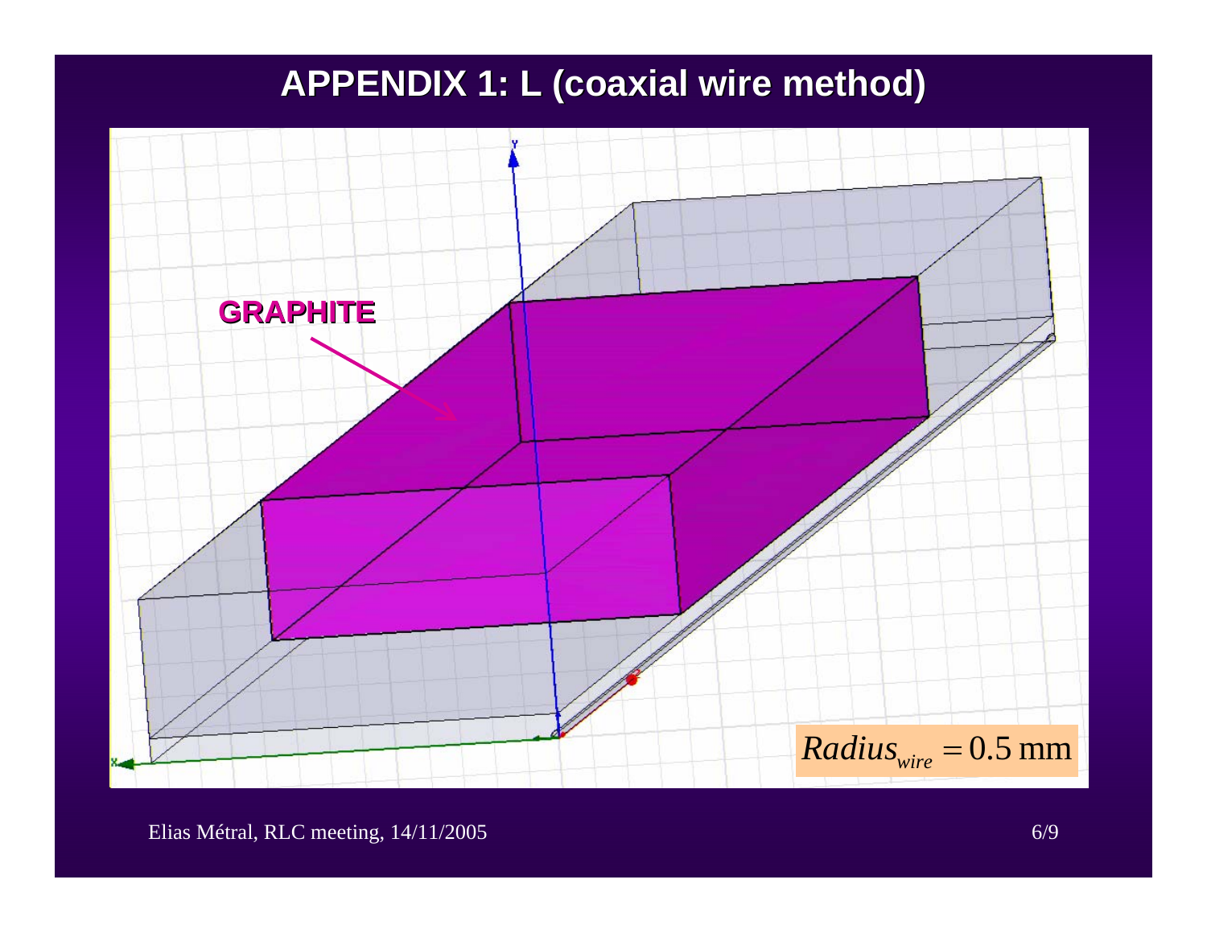# APPENDIX 1: L (coaxial wire method)

GRAPHITE

$$Radius_{wire} = 0.5 \text{ mm}$$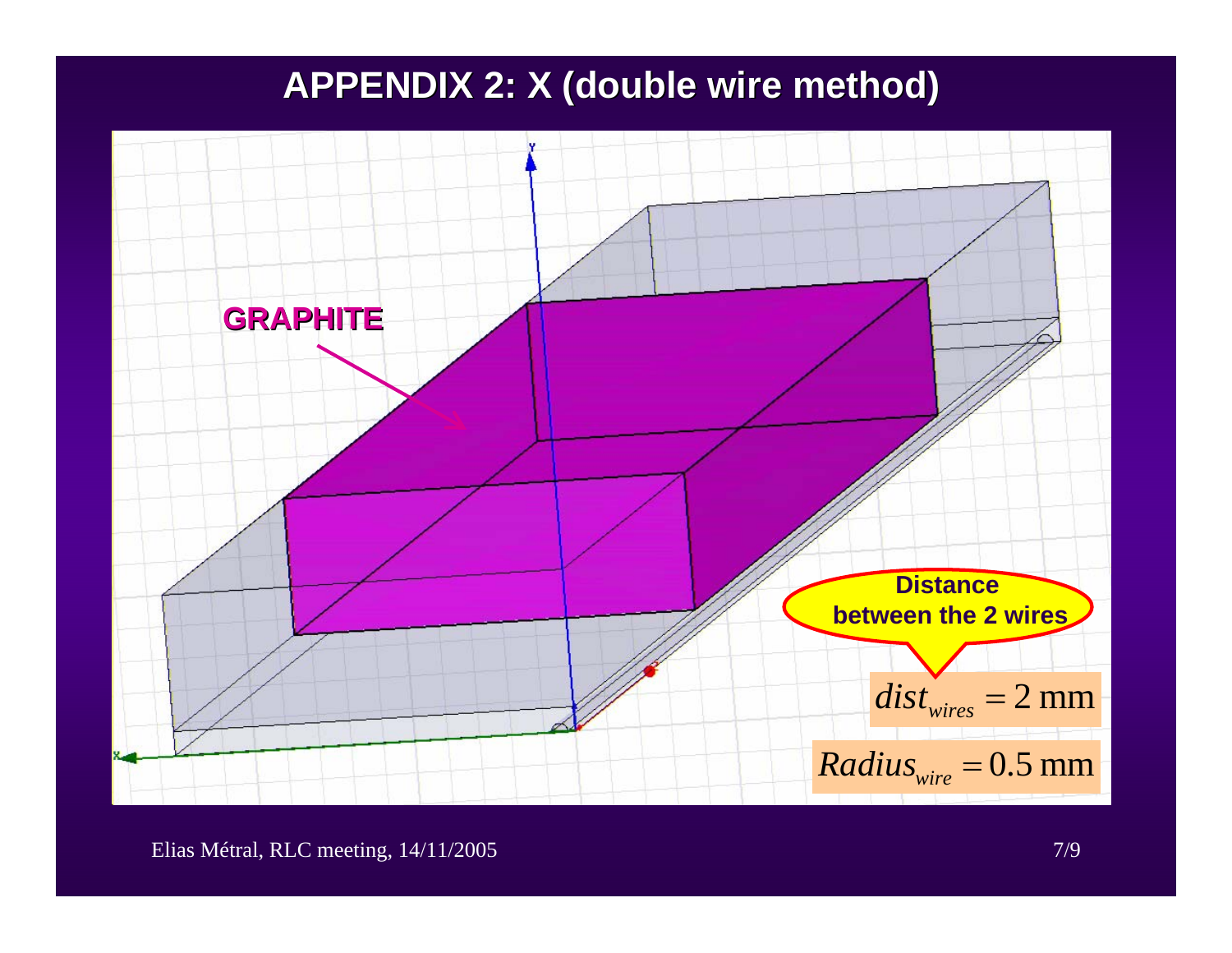# APPENDIX 2: X (double wire method)

GRAPHITE

Distance between the 2 wires

$$dist_{wires} = 2 \text{ mm}$$

$$Radius_{wire} = 0.5 \text{ mm}$$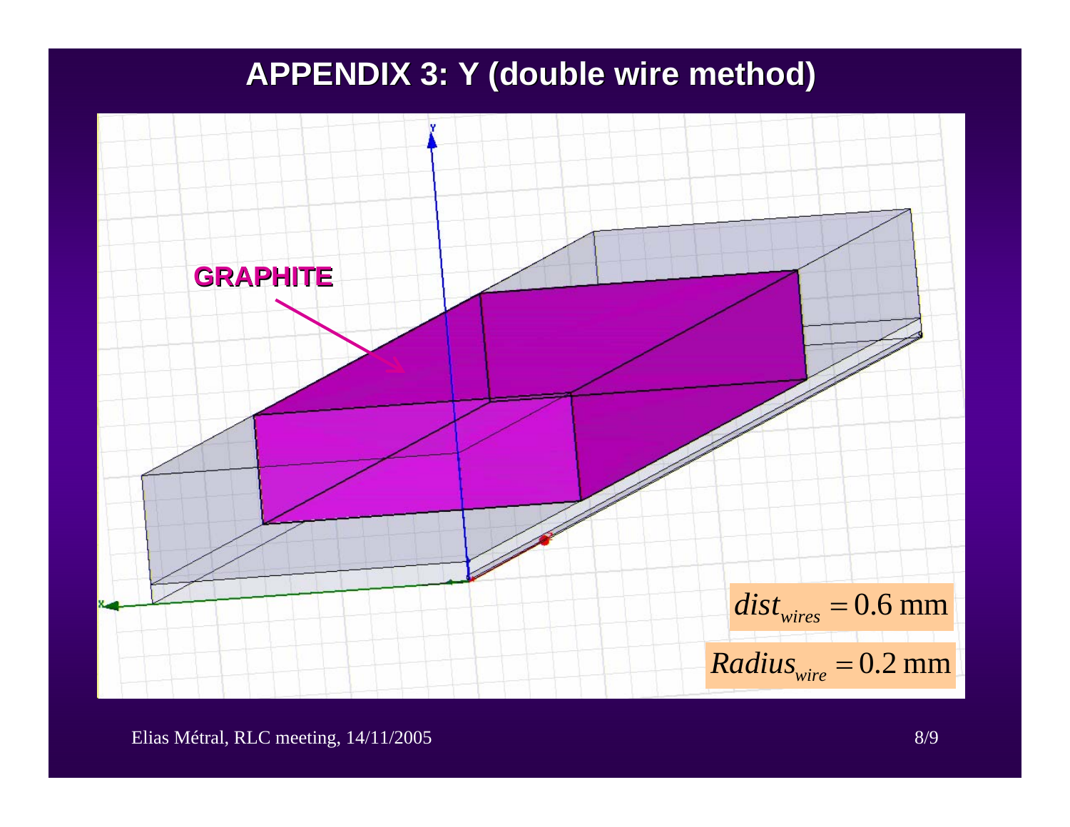# APPENDIX 3: Y (double wire method)

GRAPHITE

$dist_{wires} = 0.6$ mm

$Radius_{wire} = 0.2$ mm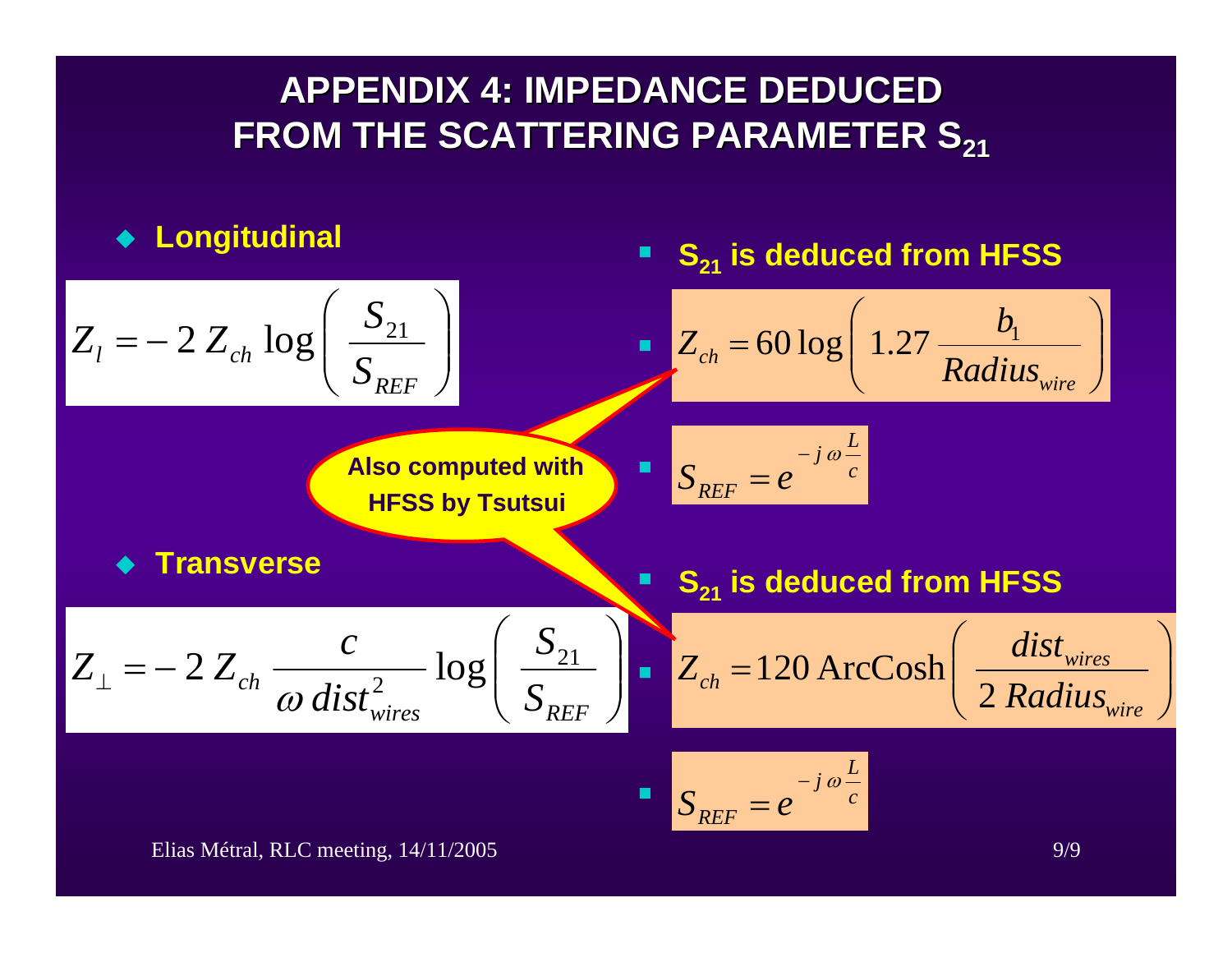# APPENDIX 4: IMPEDANCE DEDUCED FROM THE SCATTERING PARAMETER $S_{21}$

- **Longitudinal**

$$Z_l = -2\, Z_{ch} \log\left( \frac{S_{21}}{S_{REF}} \right)$$

- **$S_{21}$ is deduced from HFSS**
- $$Z_{ch} = 60 \log\left( 1.27 \frac{b_1}{Radius_{wire}} \right)$$
- $$S_{REF} = e^{-j\,\omega \frac{L}{c}}$$

**Also computed with HFSS by Tsutsui**

- **Transverse**

$$Z_\perp = -2\, Z_{ch} \frac{c}{\omega\, dist_{wires}^2} \log\left( \frac{S_{21}}{S_{REF}} \right)$$

- **$S_{21}$ is deduced from HFSS**
- $$Z_{ch} = 120\, \text{ArcCosh}\left( \frac{dist_{wires}}{2\, Radius_{wire}} \right)$$
- $$S_{REF} = e^{-j\,\omega \frac{L}{c}}$$

Elias Métral, RLC meeting, 14/11/2005